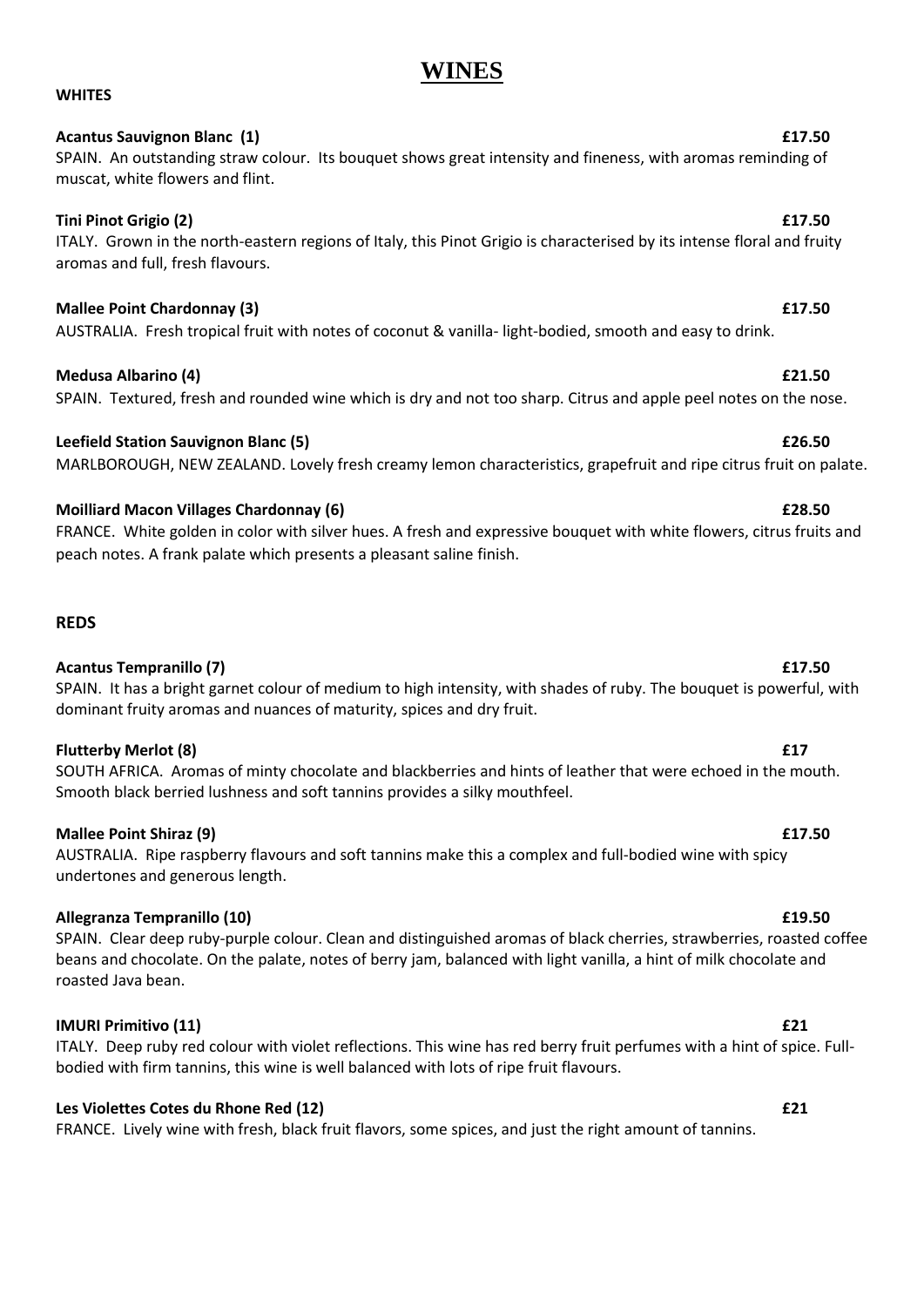# WINES

## WHITES

**Acantus Sauvignon Blanc (1)** **£17.50**
SPAIN. An outstanding straw colour. Its bouquet shows great intensity and fineness, with aromas reminding of muscat, white flowers and flint.

**Tini Pinot Grigio (2)** **£17.50**
ITALY. Grown in the north-eastern regions of Italy, this Pinot Grigio is characterised by its intense floral and fruity aromas and full, fresh flavours.

**Mallee Point Chardonnay (3)** **£17.50**
AUSTRALIA. Fresh tropical fruit with notes of coconut & vanilla- light-bodied, smooth and easy to drink.

**Medusa Albarino (4)** **£21.50**
SPAIN. Textured, fresh and rounded wine which is dry and not too sharp. Citrus and apple peel notes on the nose.

**Leefield Station Sauvignon Blanc (5)** **£26.50**
MARLBOROUGH, NEW ZEALAND. Lovely fresh creamy lemon characteristics, grapefruit and ripe citrus fruit on palate.

**Moilliard Macon Villages Chardonnay (6)** **£28.50**
FRANCE. White golden in color with silver hues. A fresh and expressive bouquet with white flowers, citrus fruits and peach notes. A frank palate which presents a pleasant saline finish.

## REDS

**Acantus Tempranillo (7)** **£17.50**
SPAIN. It has a bright garnet colour of medium to high intensity, with shades of ruby. The bouquet is powerful, with dominant fruity aromas and nuances of maturity, spices and dry fruit.

**Flutterby Merlot (8)** **£17**
SOUTH AFRICA. Aromas of minty chocolate and blackberries and hints of leather that were echoed in the mouth. Smooth black berried lushness and soft tannins provides a silky mouthfeel.

**Mallee Point Shiraz (9)** **£17.50**
AUSTRALIA. Ripe raspberry flavours and soft tannins make this a complex and full-bodied wine with spicy undertones and generous length.

**Allegranza Tempranillo (10)** **£19.50**
SPAIN. Clear deep ruby-purple colour. Clean and distinguished aromas of black cherries, strawberries, roasted coffee beans and chocolate. On the palate, notes of berry jam, balanced with light vanilla, a hint of milk chocolate and roasted Java bean.

**IMURI Primitivo (11)** **£21**
ITALY. Deep ruby red colour with violet reflections. This wine has red berry fruit perfumes with a hint of spice. Full-bodied with firm tannins, this wine is well balanced with lots of ripe fruit flavours.

**Les Violettes Cotes du Rhone Red (12)** **£21**
FRANCE. Lively wine with fresh, black fruit flavors, some spices, and just the right amount of tannins.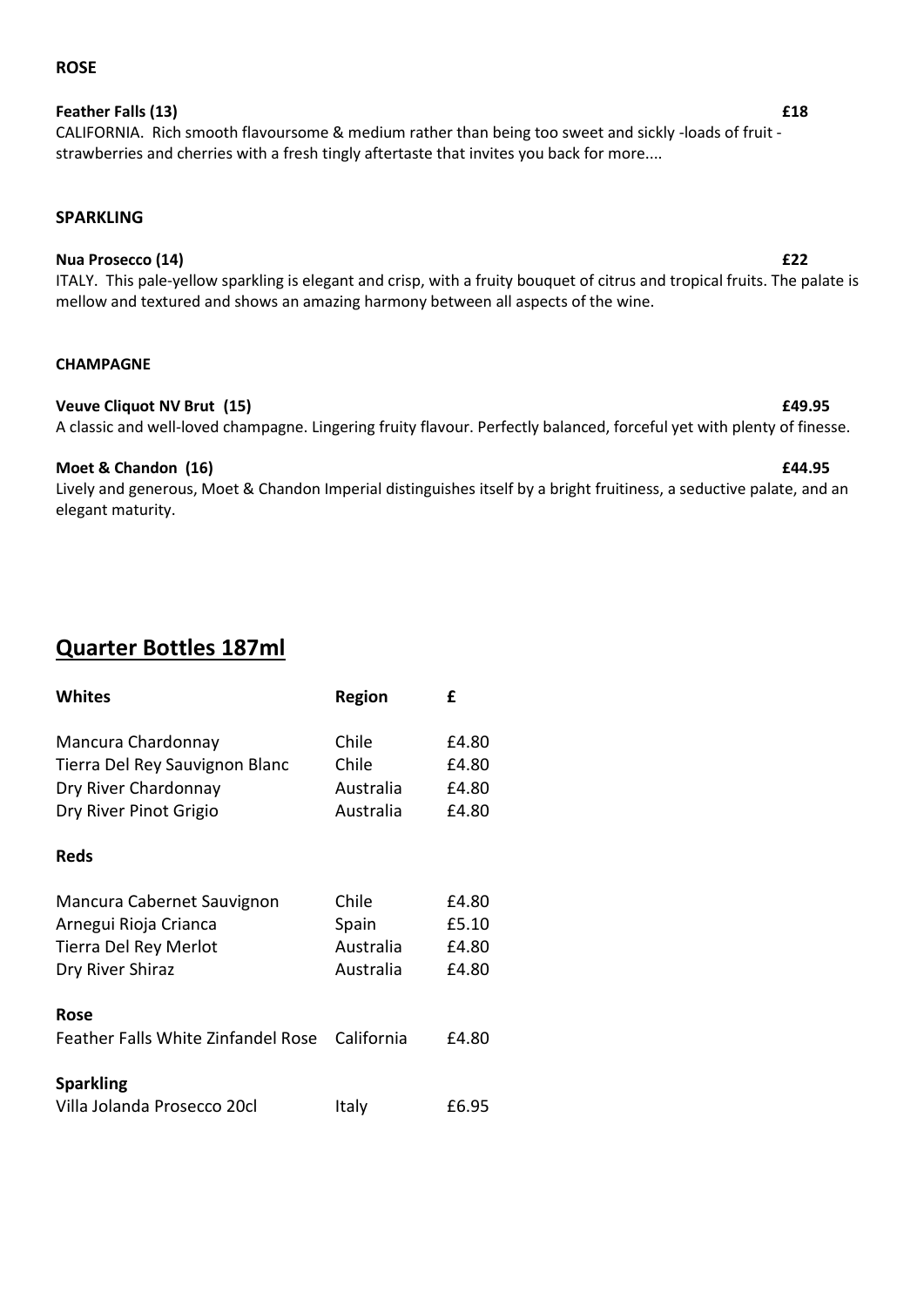**ROSE**

**Feather Falls (13)** **£18**

CALIFORNIA. Rich smooth flavoursome & medium rather than being too sweet and sickly -loads of fruit - strawberries and cherries with a fresh tingly aftertaste that invites you back for more....

**SPARKLING**

**Nua Prosecco (14)** **£22**

ITALY. This pale-yellow sparkling is elegant and crisp, with a fruity bouquet of citrus and tropical fruits. The palate is mellow and textured and shows an amazing harmony between all aspects of the wine.

**CHAMPAGNE**

**Veuve Cliquot NV Brut (15)** **£49.95**

A classic and well-loved champagne. Lingering fruity flavour. Perfectly balanced, forceful yet with plenty of finesse.

**Moet & Chandon (16)** **£44.95**

Lively and generous, Moet & Chandon Imperial distinguishes itself by a bright fruitiness, a seductive palate, and an elegant maturity.

## Quarter Bottles 187ml

| **Whites** | **Region** | **£** |
|---|---|---|
| Mancura Chardonnay | Chile | £4.80 |
| Tierra Del Rey Sauvignon Blanc | Chile | £4.80 |
| Dry River Chardonnay | Australia | £4.80 |
| Dry River Pinot Grigio | Australia | £4.80 |
| **Reds** | | |
| Mancura Cabernet Sauvignon | Chile | £4.80 |
| Arnegui Rioja Crianca | Spain | £5.10 |
| Tierra Del Rey Merlot | Australia | £4.80 |
| Dry River Shiraz | Australia | £4.80 |
| **Rose** | | |
| Feather Falls White Zinfandel Rose | California | £4.80 |
| **Sparkling** | | |
| Villa Jolanda Prosecco 20cl | Italy | £6.95 |